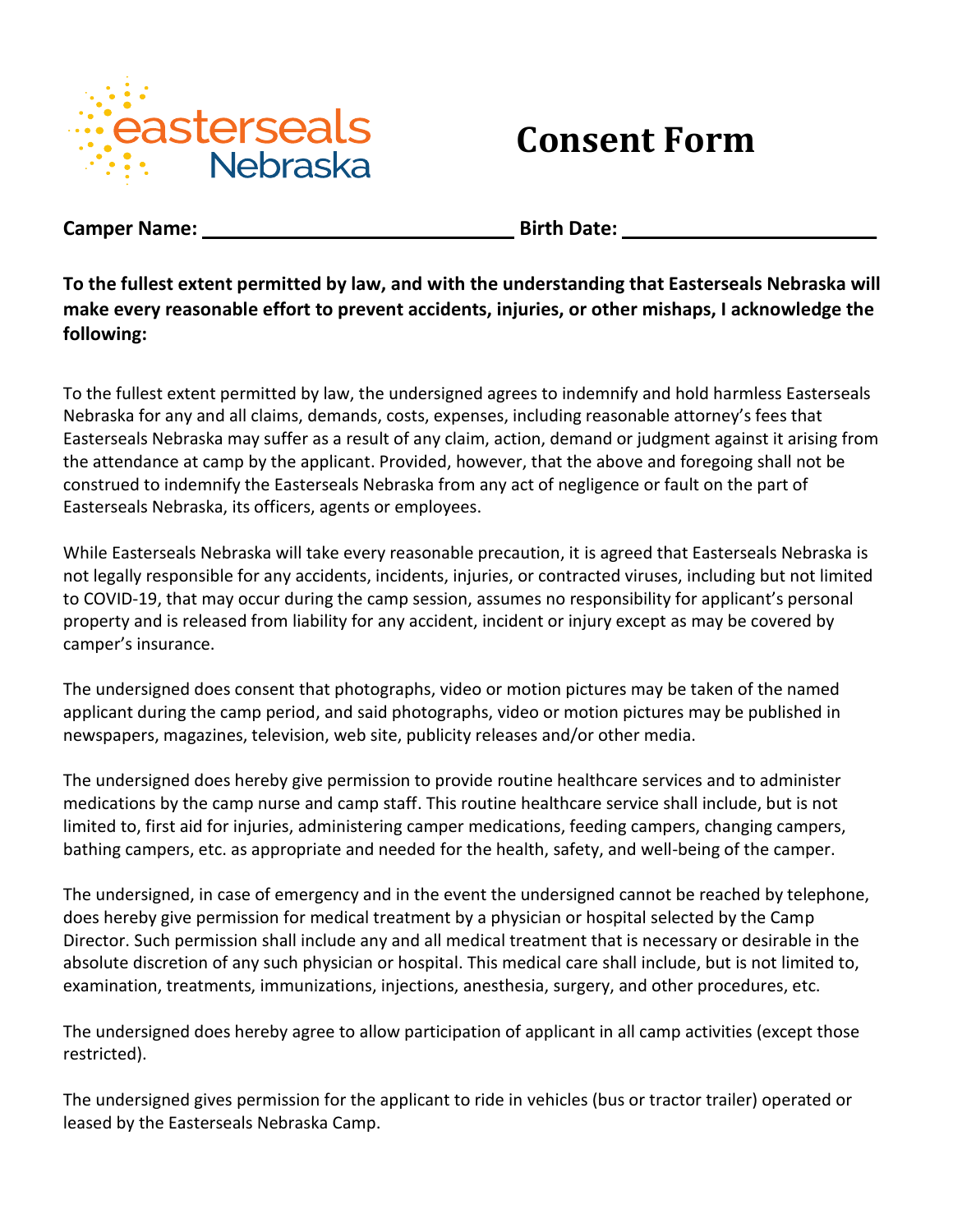easterseals Nebraska

# Consent Form

**Camper Name:** ____________________________ **Birth Date:** _______________________

**To the fullest extent permitted by law, and with the understanding that Easterseals Nebraska will make every reasonable effort to prevent accidents, injuries, or other mishaps, I acknowledge the following:**

To the fullest extent permitted by law, the undersigned agrees to indemnify and hold harmless Easterseals Nebraska for any and all claims, demands, costs, expenses, including reasonable attorney's fees that Easterseals Nebraska may suffer as a result of any claim, action, demand or judgment against it arising from the attendance at camp by the applicant. Provided, however, that the above and foregoing shall not be construed to indemnify the Easterseals Nebraska from any act of negligence or fault on the part of Easterseals Nebraska, its officers, agents or employees.

While Easterseals Nebraska will take every reasonable precaution, it is agreed that Easterseals Nebraska is not legally responsible for any accidents, incidents, injuries, or contracted viruses, including but not limited to COVID-19, that may occur during the camp session, assumes no responsibility for applicant's personal property and is released from liability for any accident, incident or injury except as may be covered by camper's insurance.

The undersigned does consent that photographs, video or motion pictures may be taken of the named applicant during the camp period, and said photographs, video or motion pictures may be published in newspapers, magazines, television, web site, publicity releases and/or other media.

The undersigned does hereby give permission to provide routine healthcare services and to administer medications by the camp nurse and camp staff. This routine healthcare service shall include, but is not limited to, first aid for injuries, administering camper medications, feeding campers, changing campers, bathing campers, etc. as appropriate and needed for the health, safety, and well-being of the camper.

The undersigned, in case of emergency and in the event the undersigned cannot be reached by telephone, does hereby give permission for medical treatment by a physician or hospital selected by the Camp Director. Such permission shall include any and all medical treatment that is necessary or desirable in the absolute discretion of any such physician or hospital. This medical care shall include, but is not limited to, examination, treatments, immunizations, injections, anesthesia, surgery, and other procedures, etc.

The undersigned does hereby agree to allow participation of applicant in all camp activities (except those restricted).

The undersigned gives permission for the applicant to ride in vehicles (bus or tractor trailer) operated or leased by the Easterseals Nebraska Camp.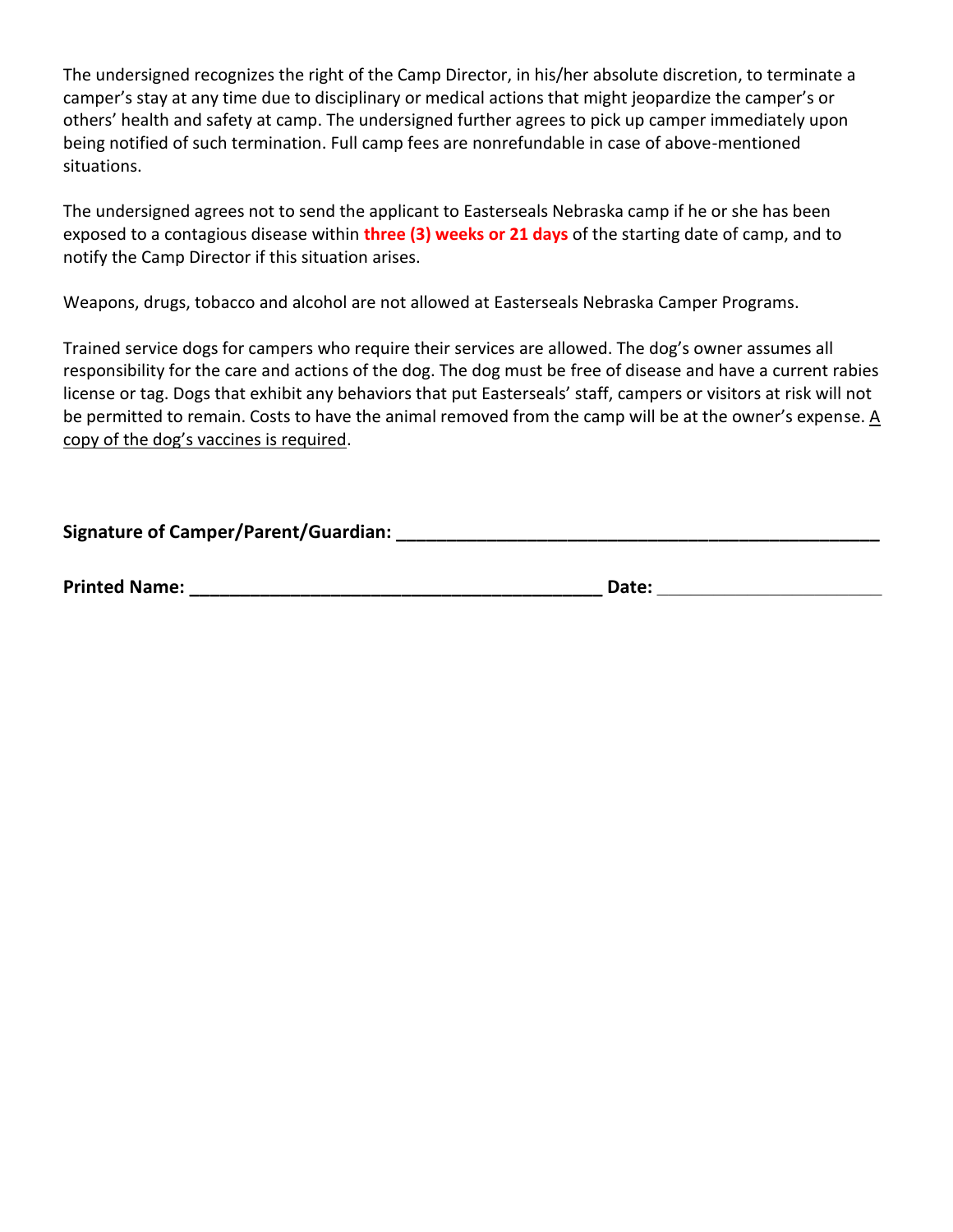The undersigned recognizes the right of the Camp Director, in his/her absolute discretion, to terminate a camper's stay at any time due to disciplinary or medical actions that might jeopardize the camper's or others' health and safety at camp. The undersigned further agrees to pick up camper immediately upon being notified of such termination. Full camp fees are nonrefundable in case of above-mentioned situations.

The undersigned agrees not to send the applicant to Easterseals Nebraska camp if he or she has been exposed to a contagious disease within **three (3) weeks or 21 days** of the starting date of camp, and to notify the Camp Director if this situation arises.

Weapons, drugs, tobacco and alcohol are not allowed at Easterseals Nebraska Camper Programs.

Trained service dogs for campers who require their services are allowed. The dog's owner assumes all responsibility for the care and actions of the dog. The dog must be free of disease and have a current rabies license or tag. Dogs that exhibit any behaviors that put Easterseals' staff, campers or visitors at risk will not be permitted to remain. Costs to have the animal removed from the camp will be at the owner's expense. A copy of the dog's vaccines is required.

**Signature of Camper/Parent/Guardian: ______________________________________________**

**Printed Name: ________________________________________ Date:** ______________________